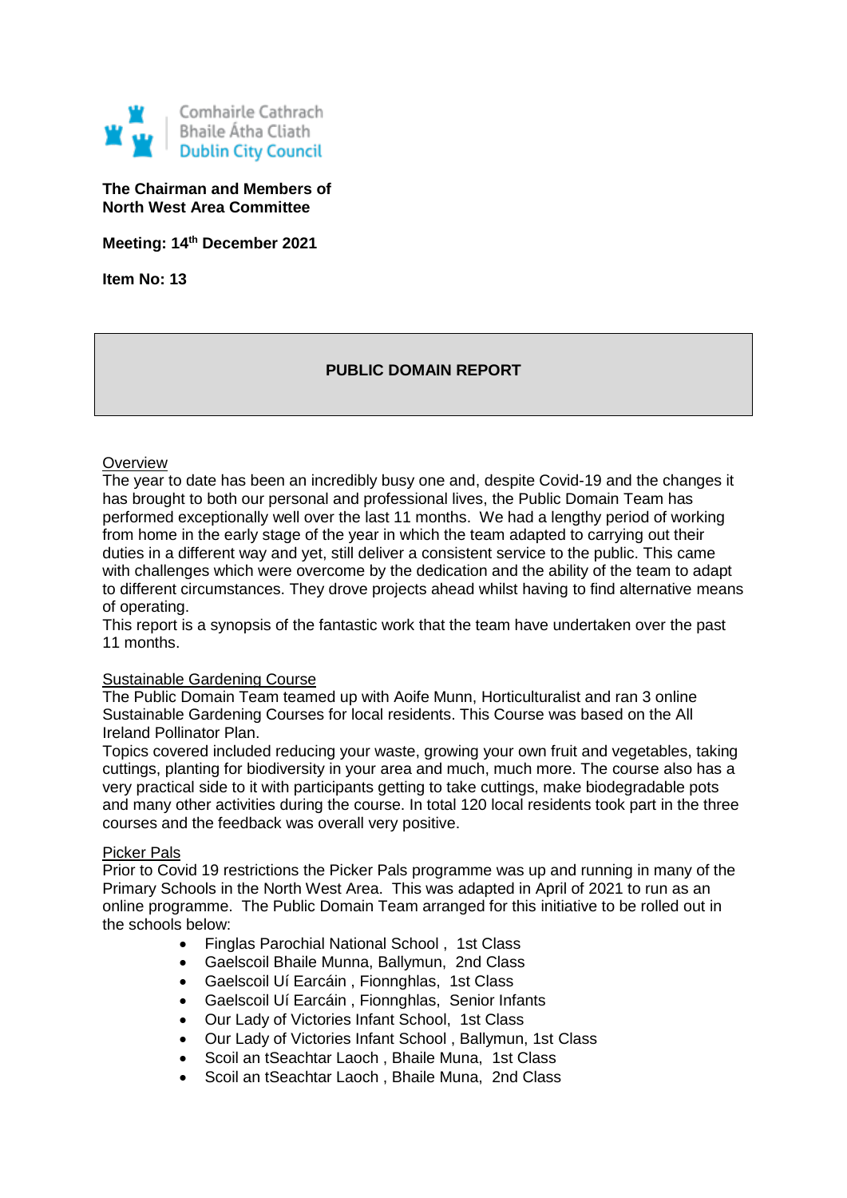Comhairle Cathrach Bhaile Átha Cliath
Dublin City Council

**The Chairman and Members of North West Area Committee**

**Meeting: 14th December 2021**

**Item No: 13**

# PUBLIC DOMAIN REPORT

## Overview

The year to date has been an incredibly busy one and, despite Covid-19 and the changes it has brought to both our personal and professional lives, the Public Domain Team has performed exceptionally well over the last 11 months. We had a lengthy period of working from home in the early stage of the year in which the team adapted to carrying out their duties in a different way and yet, still deliver a consistent service to the public. This came with challenges which were overcome by the dedication and the ability of the team to adapt to different circumstances. They drove projects ahead whilst having to find alternative means of operating.

This report is a synopsis of the fantastic work that the team have undertaken over the past 11 months.

## Sustainable Gardening Course

The Public Domain Team teamed up with Aoife Munn, Horticulturalist and ran 3 online Sustainable Gardening Courses for local residents. This Course was based on the All Ireland Pollinator Plan.

Topics covered included reducing your waste, growing your own fruit and vegetables, taking cuttings, planting for biodiversity in your area and much, much more. The course also has a very practical side to it with participants getting to take cuttings, make biodegradable pots and many other activities during the course. In total 120 local residents took part in the three courses and the feedback was overall very positive.

## Picker Pals

Prior to Covid 19 restrictions the Picker Pals programme was up and running in many of the Primary Schools in the North West Area. This was adapted in April of 2021 to run as an online programme. The Public Domain Team arranged for this initiative to be rolled out in the schools below:

- Finglas Parochial National School , 1st Class
- Gaelscoil Bhaile Munna, Ballymun, 2nd Class
- Gaelscoil Uí Earcáin , Fionnghlas, 1st Class
- Gaelscoil Uí Earcáin , Fionnghlas, Senior Infants
- Our Lady of Victories Infant School, 1st Class
- Our Lady of Victories Infant School , Ballymun, 1st Class
- Scoil an tSeachtar Laoch , Bhaile Muna, 1st Class
- Scoil an tSeachtar Laoch , Bhaile Muna, 2nd Class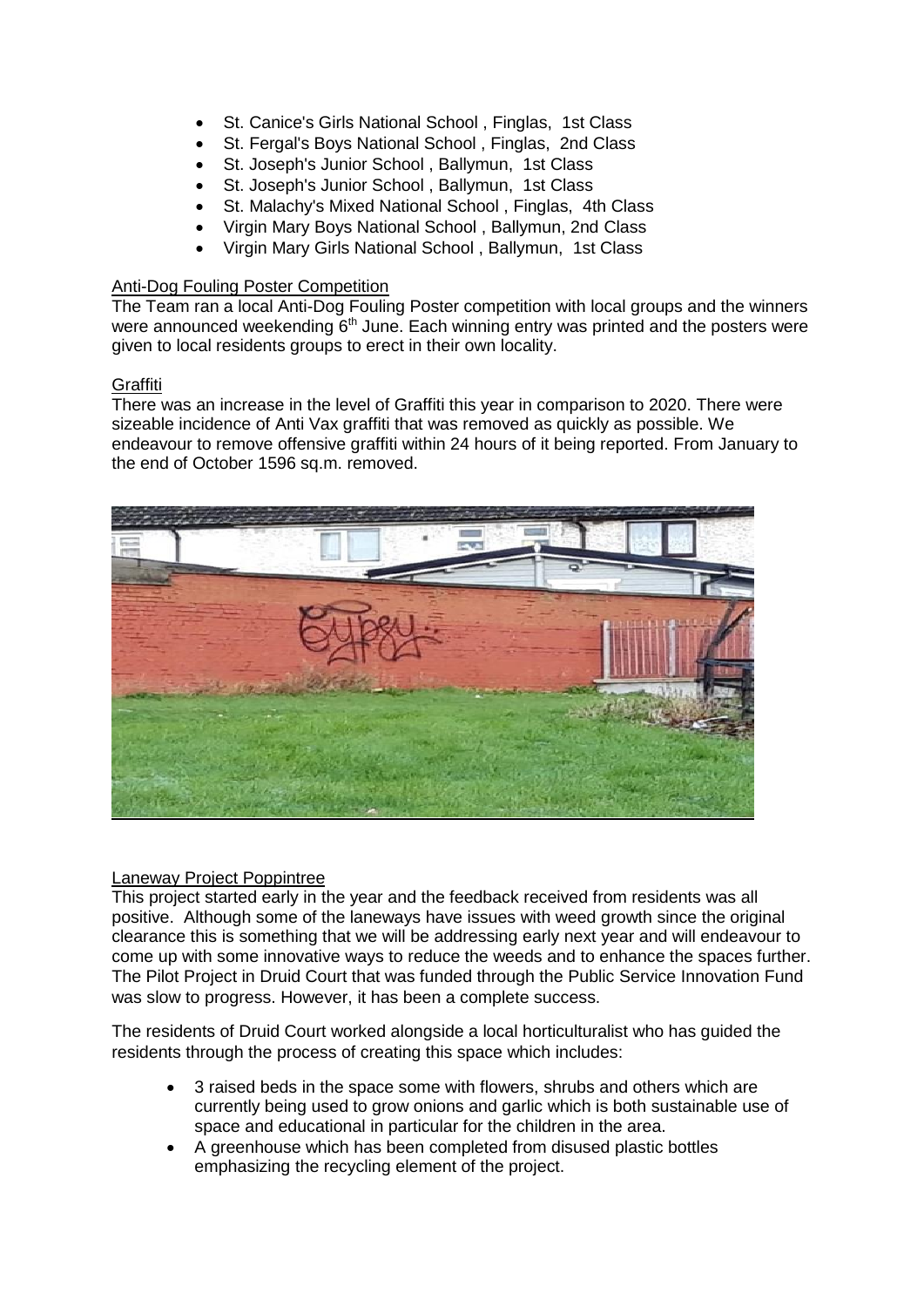- St. Canice's Girls National School , Finglas, 1st Class
- St. Fergal's Boys National School , Finglas, 2nd Class
- St. Joseph's Junior School , Ballymun, 1st Class
- St. Joseph's Junior School , Ballymun, 1st Class
- St. Malachy's Mixed National School , Finglas, 4th Class
- Virgin Mary Boys National School , Ballymun, 2nd Class
- Virgin Mary Girls National School , Ballymun, 1st Class

Anti-Dog Fouling Poster Competition

The Team ran a local Anti-Dog Fouling Poster competition with local groups and the winners were announced weekending 6th June. Each winning entry was printed and the posters were given to local residents groups to erect in their own locality.

Graffiti

There was an increase in the level of Graffiti this year in comparison to 2020. There were sizeable incidence of Anti Vax graffiti that was removed as quickly as possible. We endeavour to remove offensive graffiti within 24 hours of it being reported. From January to the end of October 1596 sq.m. removed.

Laneway Project Poppintree

This project started early in the year and the feedback received from residents was all positive. Although some of the laneways have issues with weed growth since the original clearance this is something that we will be addressing early next year and will endeavour to come up with some innovative ways to reduce the weeds and to enhance the spaces further. The Pilot Project in Druid Court that was funded through the Public Service Innovation Fund was slow to progress. However, it has been a complete success.

The residents of Druid Court worked alongside a local horticulturalist who has guided the residents through the process of creating this space which includes:

- 3 raised beds in the space some with flowers, shrubs and others which are currently being used to grow onions and garlic which is both sustainable use of space and educational in particular for the children in the area.
- A greenhouse which has been completed from disused plastic bottles emphasizing the recycling element of the project.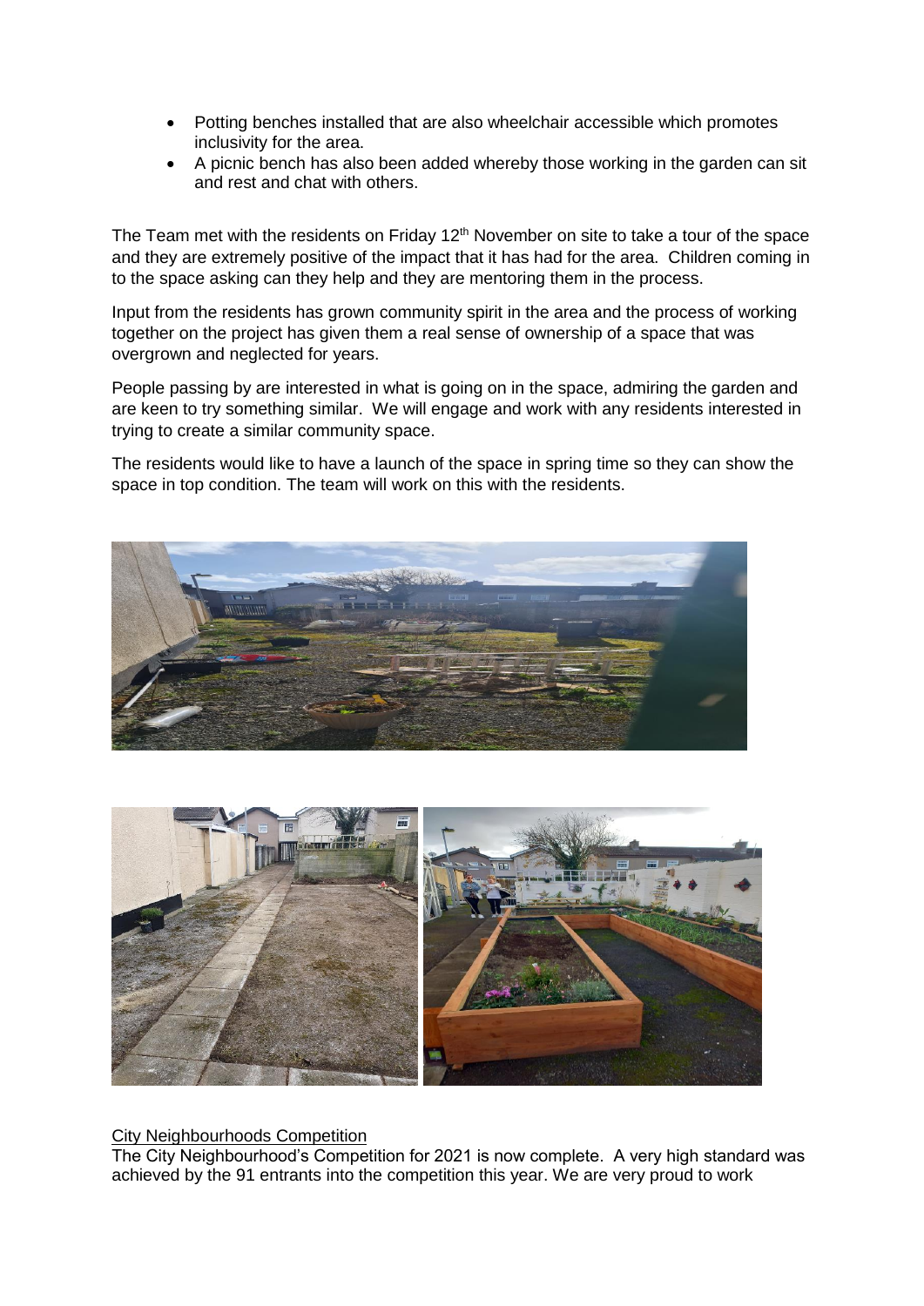- Potting benches installed that are also wheelchair accessible which promotes inclusivity for the area.
- A picnic bench has also been added whereby those working in the garden can sit and rest and chat with others.

The Team met with the residents on Friday 12th November on site to take a tour of the space and they are extremely positive of the impact that it has had for the area. Children coming in to the space asking can they help and they are mentoring them in the process.

Input from the residents has grown community spirit in the area and the process of working together on the project has given them a real sense of ownership of a space that was overgrown and neglected for years.

People passing by are interested in what is going on in the space, admiring the garden and are keen to try something similar. We will engage and work with any residents interested in trying to create a similar community space.

The residents would like to have a launch of the space in spring time so they can show the space in top condition. The team will work on this with the residents.

<u>City Neighbourhoods Competition</u>

The City Neighbourhood's Competition for 2021 is now complete. A very high standard was achieved by the 91 entrants into the competition this year. We are very proud to work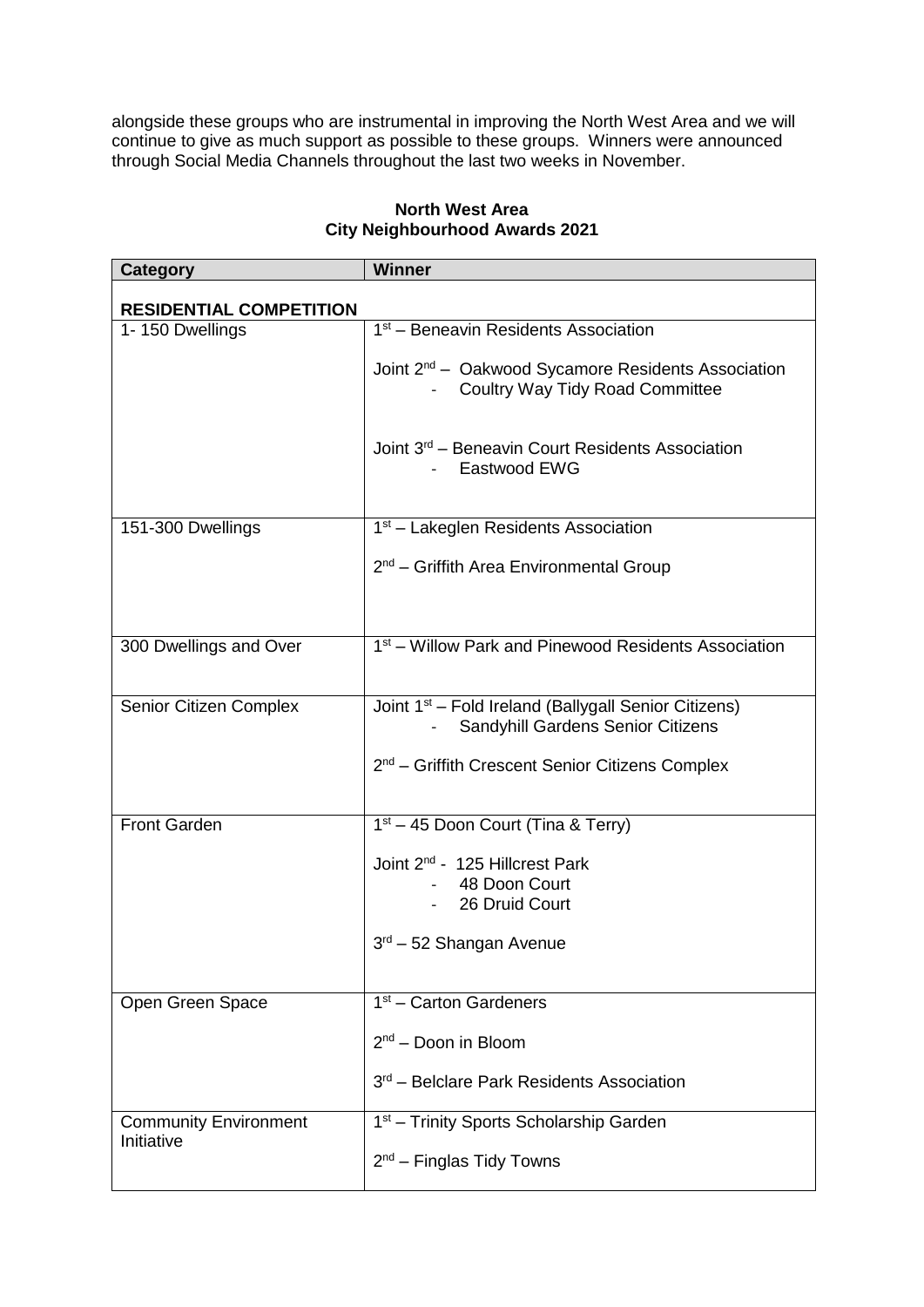alongside these groups who are instrumental in improving the North West Area and we will continue to give as much support as possible to these groups. Winners were announced through Social Media Channels throughout the last two weeks in November.

**North West Area**
**City Neighbourhood Awards 2021**

| Category | Winner |
| --- | --- |
| **RESIDENTIAL COMPETITION** | |
| 1- 150 Dwellings | 1st – Beneavin Residents Association<br><br>Joint 2nd – Oakwood Sycamore Residents Association<br>- Coultry Way Tidy Road Committee<br><br>Joint 3rd – Beneavin Court Residents Association<br>- Eastwood EWG |
| 151-300 Dwellings | 1st – Lakeglen Residents Association<br><br>2nd – Griffith Area Environmental Group |
| 300 Dwellings and Over | 1st – Willow Park and Pinewood Residents Association |
| Senior Citizen Complex | Joint 1st – Fold Ireland (Ballygall Senior Citizens)<br>- Sandyhill Gardens Senior Citizens<br><br>2nd – Griffith Crescent Senior Citizens Complex |
| Front Garden | 1st – 45 Doon Court (Tina & Terry)<br><br>Joint 2nd - 125 Hillcrest Park<br>- 48 Doon Court<br>- 26 Druid Court<br><br>3rd – 52 Shangan Avenue |
| Open Green Space | 1st – Carton Gardeners<br><br>2nd – Doon in Bloom<br><br>3rd – Belclare Park Residents Association |
| Community Environment Initiative | 1st – Trinity Sports Scholarship Garden<br><br>2nd – Finglas Tidy Towns |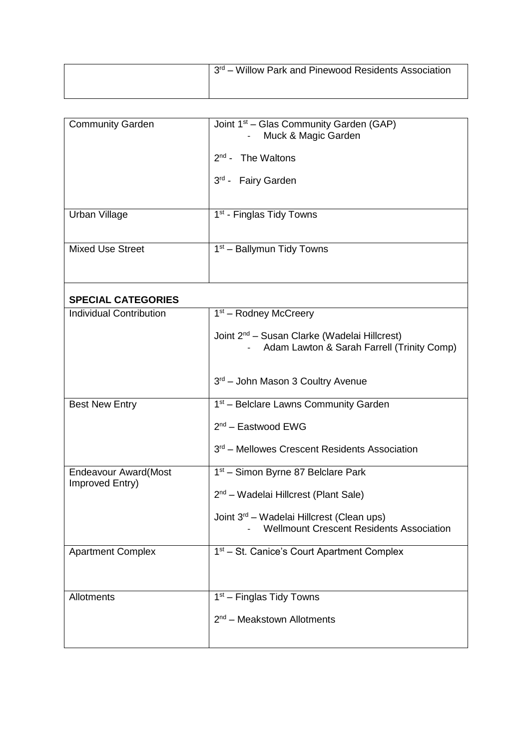| | |
|---|---|
| | 3rd – Willow Park and Pinewood Residents Association |

| | |
|---|---|
| Community Garden | Joint 1st – Glas Community Garden (GAP)<br>- Muck & Magic Garden<br><br>2nd - The Waltons<br><br>3rd - Fairy Garden |
| Urban Village | 1st - Finglas Tidy Towns |
| Mixed Use Street | 1st – Ballymun Tidy Towns |
| **SPECIAL CATEGORIES** | |
| Individual Contribution | 1st – Rodney McCreery<br><br>Joint 2nd – Susan Clarke (Wadelai Hillcrest)<br>- Adam Lawton & Sarah Farrell (Trinity Comp)<br><br>3rd – John Mason 3 Coultry Avenue |
| Best New Entry | 1st – Belclare Lawns Community Garden<br><br>2nd – Eastwood EWG<br><br>3rd – Mellowes Crescent Residents Association |
| Endeavour Award(Most Improved Entry) | 1st – Simon Byrne 87 Belclare Park<br><br>2nd – Wadelai Hillcrest (Plant Sale)<br><br>Joint 3rd – Wadelai Hillcrest (Clean ups)<br>- Wellmount Crescent Residents Association |
| Apartment Complex | 1st – St. Canice's Court Apartment Complex |
| Allotments | 1st – Finglas Tidy Towns<br><br>2nd – Meakstown Allotments |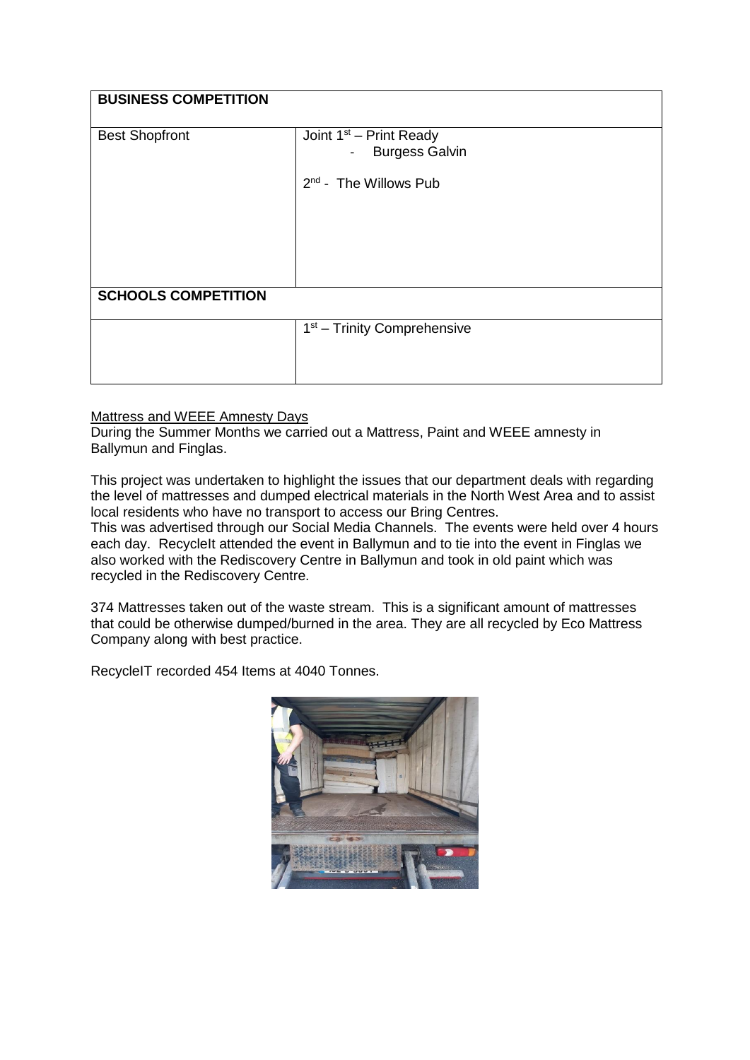| **BUSINESS COMPETITION** | |
|---|---|
| Best Shopfront | Joint 1st – Print Ready<br>- Burgess Galvin<br><br>2nd - The Willows Pub |
| **SCHOOLS COMPETITION** | |
| | 1st – Trinity Comprehensive |

<u>Mattress and WEEE Amnesty Days</u>

During the Summer Months we carried out a Mattress, Paint and WEEE amnesty in Ballymun and Finglas.

This project was undertaken to highlight the issues that our department deals with regarding the level of mattresses and dumped electrical materials in the North West Area and to assist local residents who have no transport to access our Bring Centres.

This was advertised through our Social Media Channels. The events were held over 4 hours each day. RecycleIt attended the event in Ballymun and to tie into the event in Finglas we also worked with the Rediscovery Centre in Ballymun and took in old paint which was recycled in the Rediscovery Centre.

374 Mattresses taken out of the waste stream. This is a significant amount of mattresses that could be otherwise dumped/burned in the area. They are all recycled by Eco Mattress Company along with best practice.

RecycleIT recorded 454 Items at 4040 Tonnes.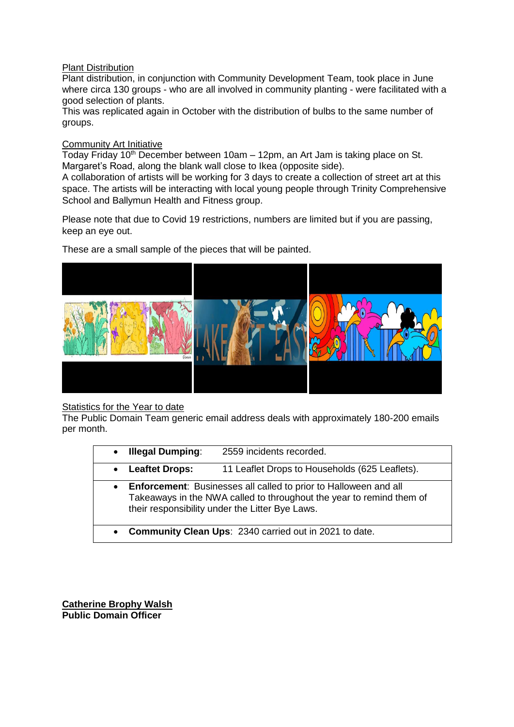Plant Distribution

Plant distribution, in conjunction with Community Development Team, took place in June where circa 130 groups - who are all involved in community planting - were facilitated with a good selection of plants.

This was replicated again in October with the distribution of bulbs to the same number of groups.

Community Art Initiative

Today Friday 10th December between 10am – 12pm, an Art Jam is taking place on St. Margaret's Road, along the blank wall close to Ikea (opposite side).

A collaboration of artists will be working for 3 days to create a collection of street art at this space. The artists will be interacting with local young people through Trinity Comprehensive School and Ballymun Health and Fitness group.

Please note that due to Covid 19 restrictions, numbers are limited but if you are passing, keep an eye out.

These are a small sample of the pieces that will be painted.

Statistics for the Year to date

The Public Domain Team generic email address deals with approximately 180-200 emails per month.

| | |
|---|---|
| • **Illegal Dumping**: | 2559 incidents recorded. |
| • **Leaftet Drops:** | 11 Leaflet Drops to Households (625 Leaflets). |
| • **Enforcement**: Businesses all called to prior to Halloween and all Takeaways in the NWA called to throughout the year to remind them of their responsibility under the Litter Bye Laws. | |
| • **Community Clean Ups**: 2340 carried out in 2021 to date. | |

**Catherine Brophy Walsh**
**Public Domain Officer**